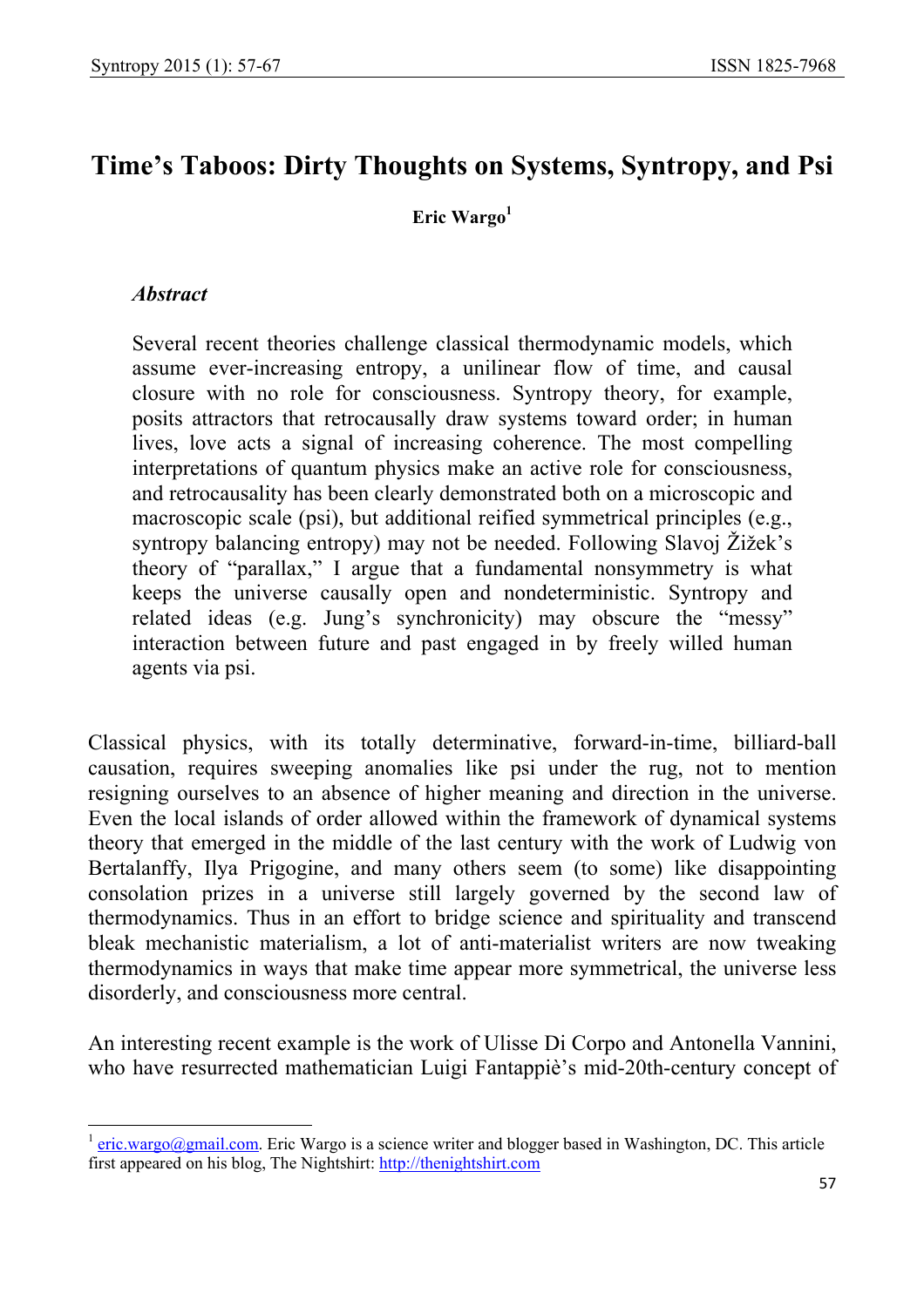# Time's Taboos: Dirty Thoughts on Systems, Syntropy, and Psi

**Eric Wargo**[1]

### *Abstract*

Several recent theories challenge classical thermodynamic models, which assume ever-increasing entropy, a unilinear flow of time, and causal closure with no role for consciousness. Syntropy theory, for example, posits attractors that retrocausally draw systems toward order; in human lives, love acts a signal of increasing coherence. The most compelling interpretations of quantum physics make an active role for consciousness, and retrocausality has been clearly demonstrated both on a microscopic and macroscopic scale (psi), but additional reified symmetrical principles (e.g., syntropy balancing entropy) may not be needed. Following Slavoj Žižek's theory of "parallax," I argue that a fundamental nonsymmetry is what keeps the universe causally open and nondeterministic. Syntropy and related ideas (e.g. Jung's synchronicity) may obscure the "messy" interaction between future and past engaged in by freely willed human agents via psi.

Classical physics, with its totally determinative, forward-in-time, billiard-ball causation, requires sweeping anomalies like psi under the rug, not to mention resigning ourselves to an absence of higher meaning and direction in the universe. Even the local islands of order allowed within the framework of dynamical systems theory that emerged in the middle of the last century with the work of Ludwig von Bertalanffy, Ilya Prigogine, and many others seem (to some) like disappointing consolation prizes in a universe still largely governed by the second law of thermodynamics. Thus in an effort to bridge science and spirituality and transcend bleak mechanistic materialism, a lot of anti-materialist writers are now tweaking thermodynamics in ways that make time appear more symmetrical, the universe less disorderly, and consciousness more central.

An interesting recent example is the work of Ulisse Di Corpo and Antonella Vannini, who have resurrected mathematician Luigi Fantappiè's mid-20th-century concept of

---

[1] eric.wargo@gmail.com. Eric Wargo is a science writer and blogger based in Washington, DC. This article first appeared on his blog, The Nightshirt: http://thenightshirt.com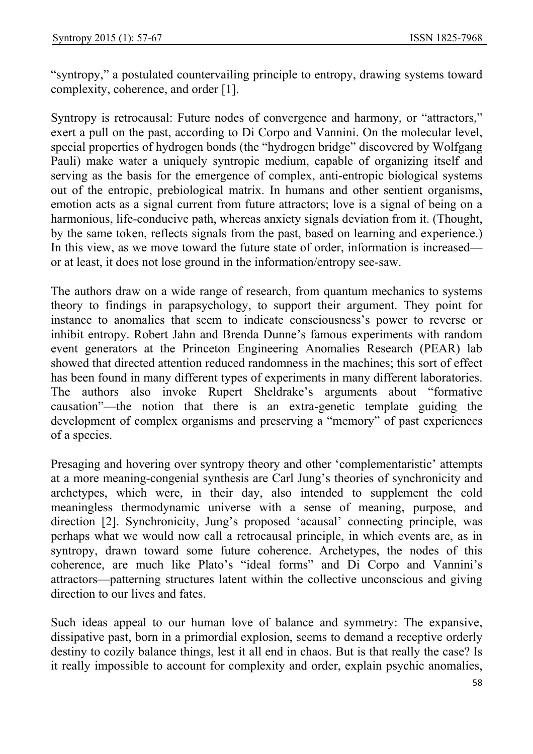"syntropy," a postulated countervailing principle to entropy, drawing systems toward complexity, coherence, and order [1].

Syntropy is retrocausal: Future nodes of convergence and harmony, or "attractors," exert a pull on the past, according to Di Corpo and Vannini. On the molecular level, special properties of hydrogen bonds (the "hydrogen bridge" discovered by Wolfgang Pauli) make water a uniquely syntropic medium, capable of organizing itself and serving as the basis for the emergence of complex, anti-entropic biological systems out of the entropic, prebiological matrix. In humans and other sentient organisms, emotion acts as a signal current from future attractors; love is a signal of being on a harmonious, life-conducive path, whereas anxiety signals deviation from it. (Thought, by the same token, reflects signals from the past, based on learning and experience.) In this view, as we move toward the future state of order, information is increased—or at least, it does not lose ground in the information/entropy see-saw.

The authors draw on a wide range of research, from quantum mechanics to systems theory to findings in parapsychology, to support their argument. They point for instance to anomalies that seem to indicate consciousness's power to reverse or inhibit entropy. Robert Jahn and Brenda Dunne's famous experiments with random event generators at the Princeton Engineering Anomalies Research (PEAR) lab showed that directed attention reduced randomness in the machines; this sort of effect has been found in many different types of experiments in many different laboratories. The authors also invoke Rupert Sheldrake's arguments about "formative causation"—the notion that there is an extra-genetic template guiding the development of complex organisms and preserving a "memory" of past experiences of a species.

Presaging and hovering over syntropy theory and other 'complementaristic' attempts at a more meaning-congenial synthesis are Carl Jung's theories of synchronicity and archetypes, which were, in their day, also intended to supplement the cold meaningless thermodynamic universe with a sense of meaning, purpose, and direction [2]. Synchronicity, Jung's proposed 'acausal' connecting principle, was perhaps what we would now call a retrocausal principle, in which events are, as in syntropy, drawn toward some future coherence. Archetypes, the nodes of this coherence, are much like Plato's "ideal forms" and Di Corpo and Vannini's attractors—patterning structures latent within the collective unconscious and giving direction to our lives and fates.

Such ideas appeal to our human love of balance and symmetry: The expansive, dissipative past, born in a primordial explosion, seems to demand a receptive orderly destiny to cozily balance things, lest it all end in chaos. But is that really the case? Is it really impossible to account for complexity and order, explain psychic anomalies,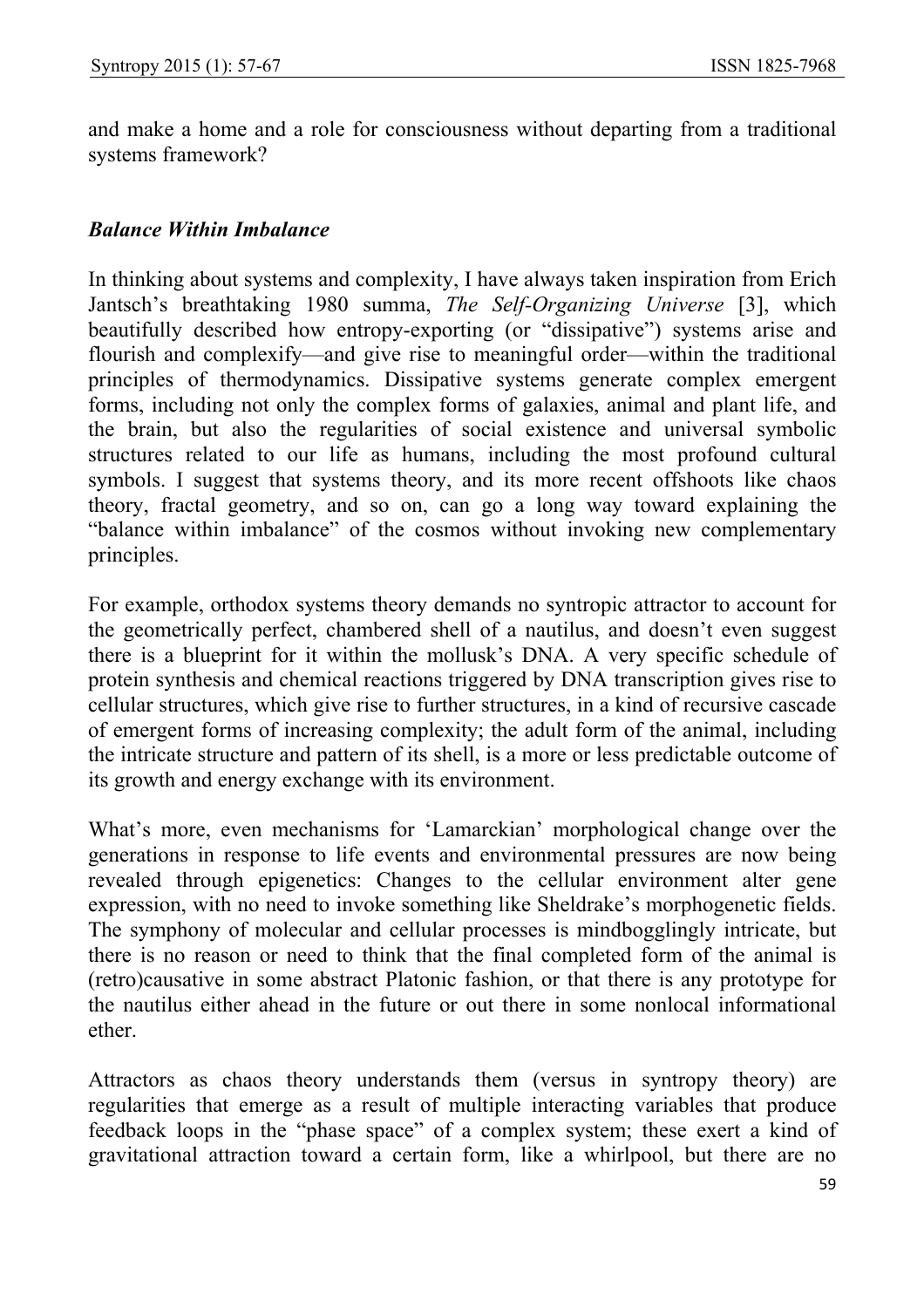and make a home and a role for consciousness without departing from a traditional systems framework?

### ***Balance Within Imbalance***

In thinking about systems and complexity, I have always taken inspiration from Erich Jantsch's breathtaking 1980 summa, *The Self-Organizing Universe* [3], which beautifully described how entropy-exporting (or "dissipative") systems arise and flourish and complexify—and give rise to meaningful order—within the traditional principles of thermodynamics. Dissipative systems generate complex emergent forms, including not only the complex forms of galaxies, animal and plant life, and the brain, but also the regularities of social existence and universal symbolic structures related to our life as humans, including the most profound cultural symbols. I suggest that systems theory, and its more recent offshoots like chaos theory, fractal geometry, and so on, can go a long way toward explaining the "balance within imbalance" of the cosmos without invoking new complementary principles.

For example, orthodox systems theory demands no syntropic attractor to account for the geometrically perfect, chambered shell of a nautilus, and doesn't even suggest there is a blueprint for it within the mollusk's DNA. A very specific schedule of protein synthesis and chemical reactions triggered by DNA transcription gives rise to cellular structures, which give rise to further structures, in a kind of recursive cascade of emergent forms of increasing complexity; the adult form of the animal, including the intricate structure and pattern of its shell, is a more or less predictable outcome of its growth and energy exchange with its environment.

What's more, even mechanisms for 'Lamarckian' morphological change over the generations in response to life events and environmental pressures are now being revealed through epigenetics: Changes to the cellular environment alter gene expression, with no need to invoke something like Sheldrake's morphogenetic fields. The symphony of molecular and cellular processes is mindbogglingly intricate, but there is no reason or need to think that the final completed form of the animal is (retro)causative in some abstract Platonic fashion, or that there is any prototype for the nautilus either ahead in the future or out there in some nonlocal informational ether.

Attractors as chaos theory understands them (versus in syntropy theory) are regularities that emerge as a result of multiple interacting variables that produce feedback loops in the "phase space" of a complex system; these exert a kind of gravitational attraction toward a certain form, like a whirlpool, but there are no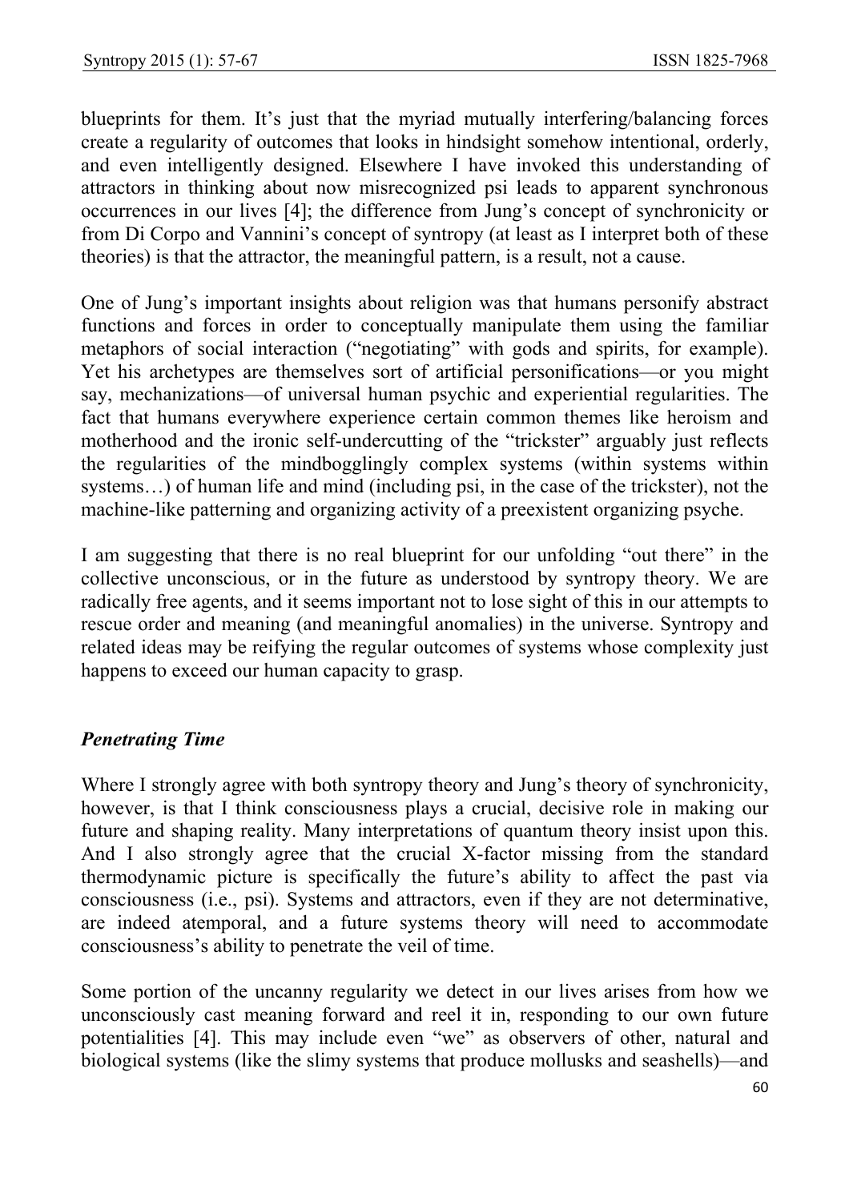blueprints for them. It's just that the myriad mutually interfering/balancing forces create a regularity of outcomes that looks in hindsight somehow intentional, orderly, and even intelligently designed. Elsewhere I have invoked this understanding of attractors in thinking about now misrecognized psi leads to apparent synchronous occurrences in our lives [4]; the difference from Jung's concept of synchronicity or from Di Corpo and Vannini's concept of syntropy (at least as I interpret both of these theories) is that the attractor, the meaningful pattern, is a result, not a cause.

One of Jung's important insights about religion was that humans personify abstract functions and forces in order to conceptually manipulate them using the familiar metaphors of social interaction ("negotiating" with gods and spirits, for example). Yet his archetypes are themselves sort of artificial personifications—or you might say, mechanizations—of universal human psychic and experiential regularities. The fact that humans everywhere experience certain common themes like heroism and motherhood and the ironic self-undercutting of the "trickster" arguably just reflects the regularities of the mindbogglingly complex systems (within systems within systems…) of human life and mind (including psi, in the case of the trickster), not the machine-like patterning and organizing activity of a preexistent organizing psyche.

I am suggesting that there is no real blueprint for our unfolding "out there" in the collective unconscious, or in the future as understood by syntropy theory. We are radically free agents, and it seems important not to lose sight of this in our attempts to rescue order and meaning (and meaningful anomalies) in the universe. Syntropy and related ideas may be reifying the regular outcomes of systems whose complexity just happens to exceed our human capacity to grasp.

### *Penetrating Time*

Where I strongly agree with both syntropy theory and Jung's theory of synchronicity, however, is that I think consciousness plays a crucial, decisive role in making our future and shaping reality. Many interpretations of quantum theory insist upon this. And I also strongly agree that the crucial X-factor missing from the standard thermodynamic picture is specifically the future's ability to affect the past via consciousness (i.e., psi). Systems and attractors, even if they are not determinative, are indeed atemporal, and a future systems theory will need to accommodate consciousness's ability to penetrate the veil of time.

Some portion of the uncanny regularity we detect in our lives arises from how we unconsciously cast meaning forward and reel it in, responding to our own future potentialities [4]. This may include even "we" as observers of other, natural and biological systems (like the slimy systems that produce mollusks and seashells)—and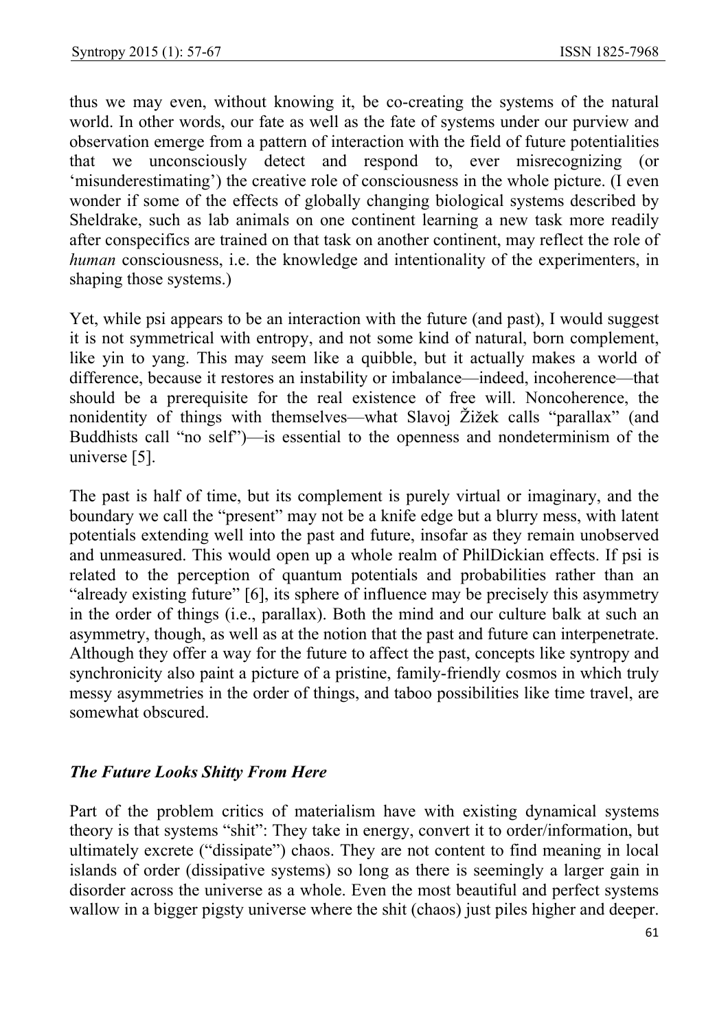thus we may even, without knowing it, be co-creating the systems of the natural world. In other words, our fate as well as the fate of systems under our purview and observation emerge from a pattern of interaction with the field of future potentialities that we unconsciously detect and respond to, ever misrecognizing (or 'misunderestimating') the creative role of consciousness in the whole picture. (I even wonder if some of the effects of globally changing biological systems described by Sheldrake, such as lab animals on one continent learning a new task more readily after conspecifics are trained on that task on another continent, may reflect the role of *human* consciousness, i.e. the knowledge and intentionality of the experimenters, in shaping those systems.)

Yet, while psi appears to be an interaction with the future (and past), I would suggest it is not symmetrical with entropy, and not some kind of natural, born complement, like yin to yang. This may seem like a quibble, but it actually makes a world of difference, because it restores an instability or imbalance—indeed, incoherence—that should be a prerequisite for the real existence of free will. Noncoherence, the nonidentity of things with themselves—what Slavoj Žižek calls "parallax" (and Buddhists call "no self")—is essential to the openness and nondeterminism of the universe [5].

The past is half of time, but its complement is purely virtual or imaginary, and the boundary we call the "present" may not be a knife edge but a blurry mess, with latent potentials extending well into the past and future, insofar as they remain unobserved and unmeasured. This would open up a whole realm of PhilDickian effects. If psi is related to the perception of quantum potentials and probabilities rather than an "already existing future" [6], its sphere of influence may be precisely this asymmetry in the order of things (i.e., parallax). Both the mind and our culture balk at such an asymmetry, though, as well as at the notion that the past and future can interpenetrate. Although they offer a way for the future to affect the past, concepts like syntropy and synchronicity also paint a picture of a pristine, family-friendly cosmos in which truly messy asymmetries in the order of things, and taboo possibilities like time travel, are somewhat obscured.

### *The Future Looks Shitty From Here*

Part of the problem critics of materialism have with existing dynamical systems theory is that systems "shit": They take in energy, convert it to order/information, but ultimately excrete ("dissipate") chaos. They are not content to find meaning in local islands of order (dissipative systems) so long as there is seemingly a larger gain in disorder across the universe as a whole. Even the most beautiful and perfect systems wallow in a bigger pigsty universe where the shit (chaos) just piles higher and deeper.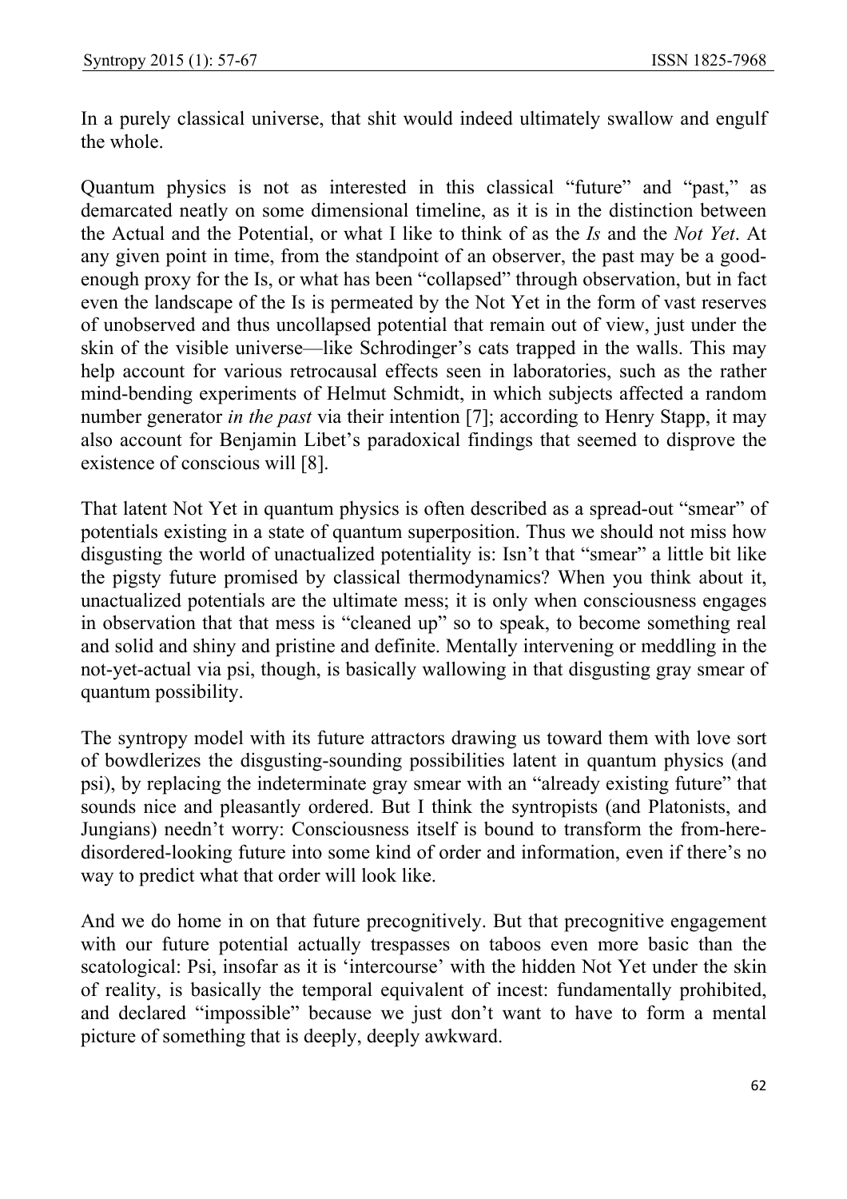In a purely classical universe, that shit would indeed ultimately swallow and engulf the whole.

Quantum physics is not as interested in this classical "future" and "past," as demarcated neatly on some dimensional timeline, as it is in the distinction between the Actual and the Potential, or what I like to think of as the *Is* and the *Not Yet*. At any given point in time, from the standpoint of an observer, the past may be a good-enough proxy for the Is, or what has been "collapsed" through observation, but in fact even the landscape of the Is is permeated by the Not Yet in the form of vast reserves of unobserved and thus uncollapsed potential that remain out of view, just under the skin of the visible universe—like Schrodinger's cats trapped in the walls. This may help account for various retrocausal effects seen in laboratories, such as the rather mind-bending experiments of Helmut Schmidt, in which subjects affected a random number generator *in the past* via their intention [7]; according to Henry Stapp, it may also account for Benjamin Libet's paradoxical findings that seemed to disprove the existence of conscious will [8].

That latent Not Yet in quantum physics is often described as a spread-out "smear" of potentials existing in a state of quantum superposition. Thus we should not miss how disgusting the world of unactualized potentiality is: Isn't that "smear" a little bit like the pigsty future promised by classical thermodynamics? When you think about it, unactualized potentials are the ultimate mess; it is only when consciousness engages in observation that that mess is "cleaned up" so to speak, to become something real and solid and shiny and pristine and definite. Mentally intervening or meddling in the not-yet-actual via psi, though, is basically wallowing in that disgusting gray smear of quantum possibility.

The syntropy model with its future attractors drawing us toward them with love sort of bowdlerizes the disgusting-sounding possibilities latent in quantum physics (and psi), by replacing the indeterminate gray smear with an "already existing future" that sounds nice and pleasantly ordered. But I think the syntropists (and Platonists, and Jungians) needn't worry: Consciousness itself is bound to transform the from-here-disordered-looking future into some kind of order and information, even if there's no way to predict what that order will look like.

And we do home in on that future precognitively. But that precognitive engagement with our future potential actually trespasses on taboos even more basic than the scatological: Psi, insofar as it is 'intercourse' with the hidden Not Yet under the skin of reality, is basically the temporal equivalent of incest: fundamentally prohibited, and declared "impossible" because we just don't want to have to form a mental picture of something that is deeply, deeply awkward.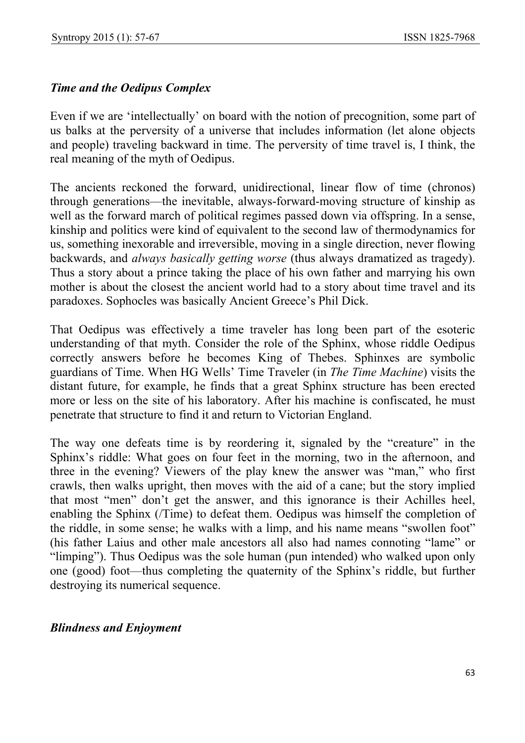### *Time and the Oedipus Complex*

Even if we are 'intellectually' on board with the notion of precognition, some part of us balks at the perversity of a universe that includes information (let alone objects and people) traveling backward in time. The perversity of time travel is, I think, the real meaning of the myth of Oedipus.

The ancients reckoned the forward, unidirectional, linear flow of time (chronos) through generations—the inevitable, always-forward-moving structure of kinship as well as the forward march of political regimes passed down via offspring. In a sense, kinship and politics were kind of equivalent to the second law of thermodynamics for us, something inexorable and irreversible, moving in a single direction, never flowing backwards, and *always basically getting worse* (thus always dramatized as tragedy). Thus a story about a prince taking the place of his own father and marrying his own mother is about the closest the ancient world had to a story about time travel and its paradoxes. Sophocles was basically Ancient Greece's Phil Dick.

That Oedipus was effectively a time traveler has long been part of the esoteric understanding of that myth. Consider the role of the Sphinx, whose riddle Oedipus correctly answers before he becomes King of Thebes. Sphinxes are symbolic guardians of Time. When HG Wells' Time Traveler (in *The Time Machine*) visits the distant future, for example, he finds that a great Sphinx structure has been erected more or less on the site of his laboratory. After his machine is confiscated, he must penetrate that structure to find it and return to Victorian England.

The way one defeats time is by reordering it, signaled by the "creature" in the Sphinx's riddle: What goes on four feet in the morning, two in the afternoon, and three in the evening? Viewers of the play knew the answer was "man," who first crawls, then walks upright, then moves with the aid of a cane; but the story implied that most "men" don't get the answer, and this ignorance is their Achilles heel, enabling the Sphinx (/Time) to defeat them. Oedipus was himself the completion of the riddle, in some sense; he walks with a limp, and his name means "swollen foot" (his father Laius and other male ancestors all also had names connoting "lame" or "limping"). Thus Oedipus was the sole human (pun intended) who walked upon only one (good) foot—thus completing the quaternity of the Sphinx's riddle, but further destroying its numerical sequence.

### *Blindness and Enjoyment*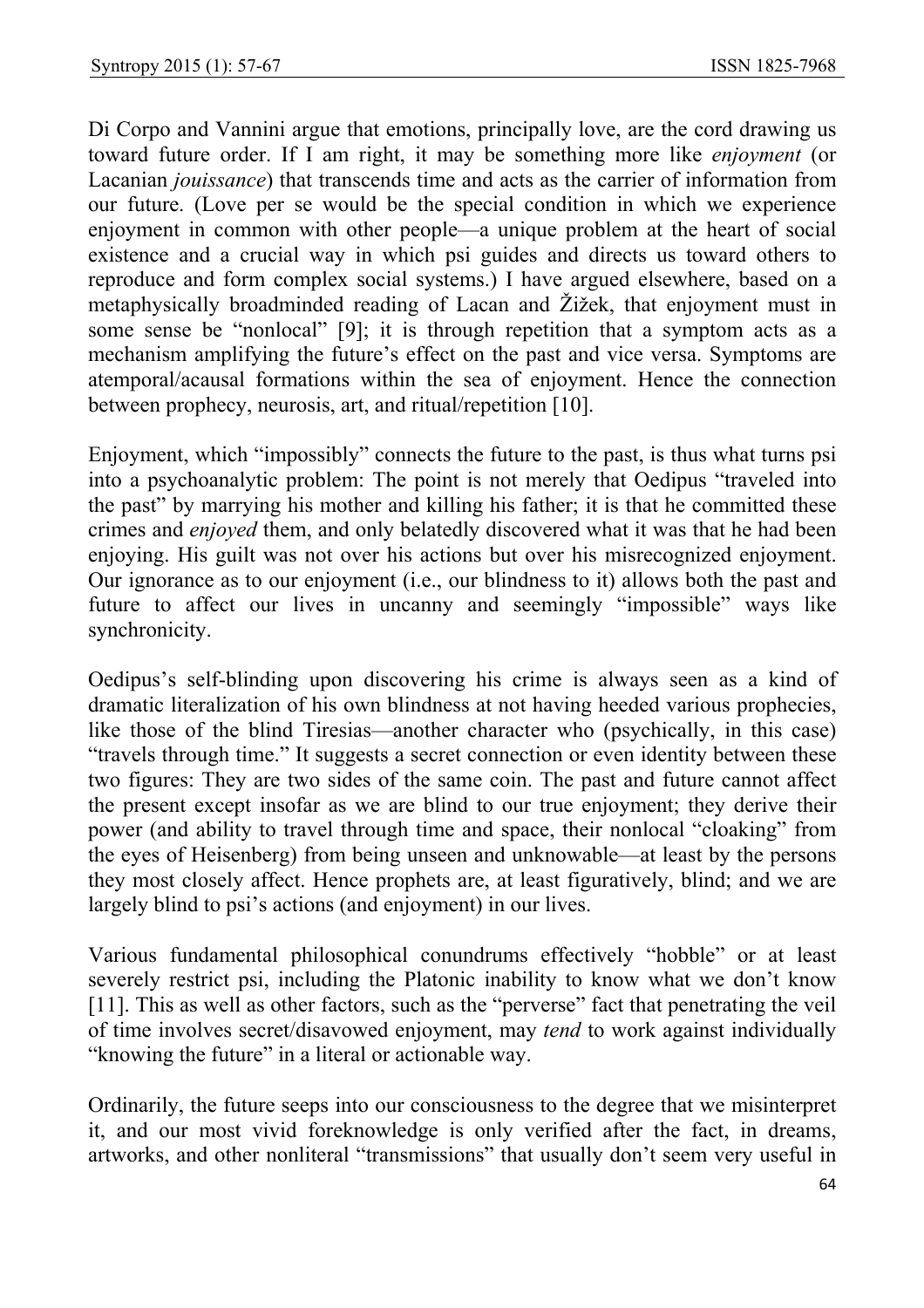Di Corpo and Vannini argue that emotions, principally love, are the cord drawing us toward future order. If I am right, it may be something more like *enjoyment* (or Lacanian *jouissance*) that transcends time and acts as the carrier of information from our future. (Love per se would be the special condition in which we experience enjoyment in common with other people—a unique problem at the heart of social existence and a crucial way in which psi guides and directs us toward others to reproduce and form complex social systems.) I have argued elsewhere, based on a metaphysically broadminded reading of Lacan and Žižek, that enjoyment must in some sense be "nonlocal" [9]; it is through repetition that a symptom acts as a mechanism amplifying the future's effect on the past and vice versa. Symptoms are atemporal/acausal formations within the sea of enjoyment. Hence the connection between prophecy, neurosis, art, and ritual/repetition [10].

Enjoyment, which "impossibly" connects the future to the past, is thus what turns psi into a psychoanalytic problem: The point is not merely that Oedipus "traveled into the past" by marrying his mother and killing his father; it is that he committed these crimes and *enjoyed* them, and only belatedly discovered what it was that he had been enjoying. His guilt was not over his actions but over his misrecognized enjoyment. Our ignorance as to our enjoyment (i.e., our blindness to it) allows both the past and future to affect our lives in uncanny and seemingly "impossible" ways like synchronicity.

Oedipus's self-blinding upon discovering his crime is always seen as a kind of dramatic literalization of his own blindness at not having heeded various prophecies, like those of the blind Tiresias—another character who (psychically, in this case) "travels through time." It suggests a secret connection or even identity between these two figures: They are two sides of the same coin. The past and future cannot affect the present except insofar as we are blind to our true enjoyment; they derive their power (and ability to travel through time and space, their nonlocal "cloaking" from the eyes of Heisenberg) from being unseen and unknowable—at least by the persons they most closely affect. Hence prophets are, at least figuratively, blind; and we are largely blind to psi's actions (and enjoyment) in our lives.

Various fundamental philosophical conundrums effectively "hobble" or at least severely restrict psi, including the Platonic inability to know what we don't know [11]. This as well as other factors, such as the "perverse" fact that penetrating the veil of time involves secret/disavowed enjoyment, may *tend* to work against individually "knowing the future" in a literal or actionable way.

Ordinarily, the future seeps into our consciousness to the degree that we misinterpret it, and our most vivid foreknowledge is only verified after the fact, in dreams, artworks, and other nonliteral "transmissions" that usually don't seem very useful in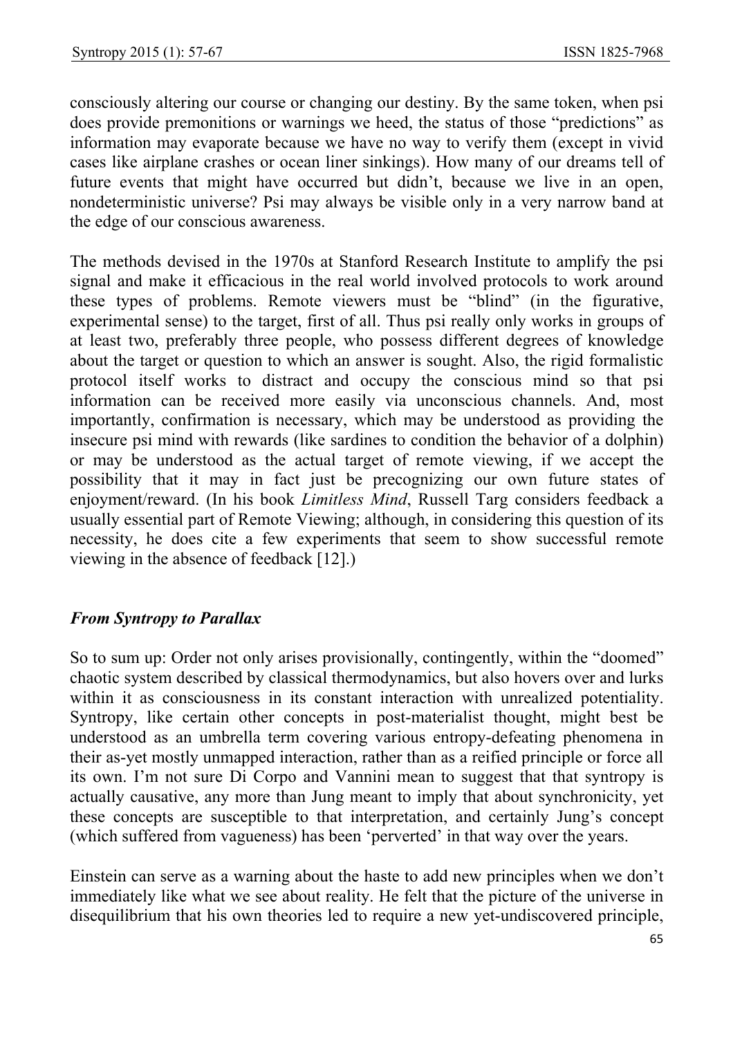consciously altering our course or changing our destiny. By the same token, when psi does provide premonitions or warnings we heed, the status of those "predictions" as information may evaporate because we have no way to verify them (except in vivid cases like airplane crashes or ocean liner sinkings). How many of our dreams tell of future events that might have occurred but didn't, because we live in an open, nondeterministic universe? Psi may always be visible only in a very narrow band at the edge of our conscious awareness.

The methods devised in the 1970s at Stanford Research Institute to amplify the psi signal and make it efficacious in the real world involved protocols to work around these types of problems. Remote viewers must be "blind" (in the figurative, experimental sense) to the target, first of all. Thus psi really only works in groups of at least two, preferably three people, who possess different degrees of knowledge about the target or question to which an answer is sought. Also, the rigid formalistic protocol itself works to distract and occupy the conscious mind so that psi information can be received more easily via unconscious channels. And, most importantly, confirmation is necessary, which may be understood as providing the insecure psi mind with rewards (like sardines to condition the behavior of a dolphin) or may be understood as the actual target of remote viewing, if we accept the possibility that it may in fact just be precognizing our own future states of enjoyment/reward. (In his book *Limitless Mind*, Russell Targ considers feedback a usually essential part of Remote Viewing; although, in considering this question of its necessity, he does cite a few experiments that seem to show successful remote viewing in the absence of feedback [12].)

### *From Syntropy to Parallax*

So to sum up: Order not only arises provisionally, contingently, within the "doomed" chaotic system described by classical thermodynamics, but also hovers over and lurks within it as consciousness in its constant interaction with unrealized potentiality. Syntropy, like certain other concepts in post-materialist thought, might best be understood as an umbrella term covering various entropy-defeating phenomena in their as-yet mostly unmapped interaction, rather than as a reified principle or force all its own. I'm not sure Di Corpo and Vannini mean to suggest that that syntropy is actually causative, any more than Jung meant to imply that about synchronicity, yet these concepts are susceptible to that interpretation, and certainly Jung's concept (which suffered from vagueness) has been 'perverted' in that way over the years.

Einstein can serve as a warning about the haste to add new principles when we don't immediately like what we see about reality. He felt that the picture of the universe in disequilibrium that his own theories led to require a new yet-undiscovered principle,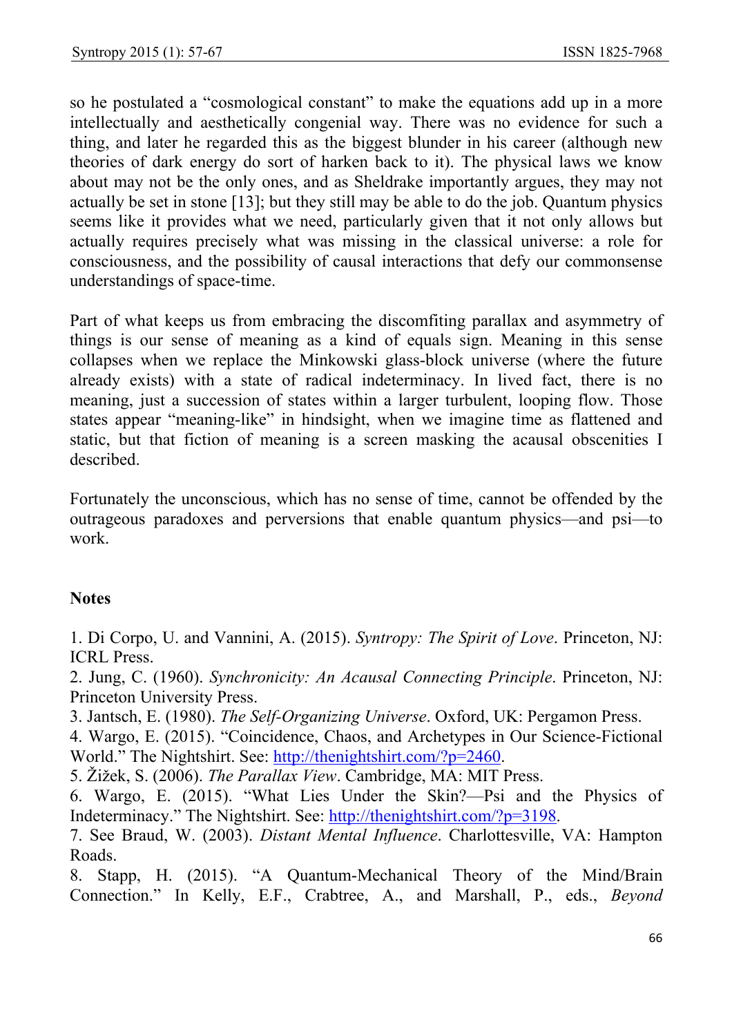so he postulated a "cosmological constant" to make the equations add up in a more intellectually and aesthetically congenial way. There was no evidence for such a thing, and later he regarded this as the biggest blunder in his career (although new theories of dark energy do sort of harken back to it). The physical laws we know about may not be the only ones, and as Sheldrake importantly argues, they may not actually be set in stone [13]; but they still may be able to do the job. Quantum physics seems like it provides what we need, particularly given that it not only allows but actually requires precisely what was missing in the classical universe: a role for consciousness, and the possibility of causal interactions that defy our commonsense understandings of space-time.

Part of what keeps us from embracing the discomfiting parallax and asymmetry of things is our sense of meaning as a kind of equals sign. Meaning in this sense collapses when we replace the Minkowski glass-block universe (where the future already exists) with a state of radical indeterminacy. In lived fact, there is no meaning, just a succession of states within a larger turbulent, looping flow. Those states appear "meaning-like" in hindsight, when we imagine time as flattened and static, but that fiction of meaning is a screen masking the acausal obscenities I described.

Fortunately the unconscious, which has no sense of time, cannot be offended by the outrageous paradoxes and perversions that enable quantum physics—and psi—to work.

**Notes**

1. Di Corpo, U. and Vannini, A. (2015). *Syntropy: The Spirit of Love*. Princeton, NJ: ICRL Press.
2. Jung, C. (1960). *Synchronicity: An Acausal Connecting Principle*. Princeton, NJ: Princeton University Press.
3. Jantsch, E. (1980). *The Self-Organizing Universe*. Oxford, UK: Pergamon Press.
4. Wargo, E. (2015). "Coincidence, Chaos, and Archetypes in Our Science-Fictional World." The Nightshirt. See: http://thenightshirt.com/?p=2460.
5. Žižek, S. (2006). *The Parallax View*. Cambridge, MA: MIT Press.
6. Wargo, E. (2015). "What Lies Under the Skin?—Psi and the Physics of Indeterminacy." The Nightshirt. See: http://thenightshirt.com/?p=3198.
7. See Braud, W. (2003). *Distant Mental Influence*. Charlottesville, VA: Hampton Roads.
8. Stapp, H. (2015). "A Quantum-Mechanical Theory of the Mind/Brain Connection." In Kelly, E.F., Crabtree, A., and Marshall, P., eds., *Beyond*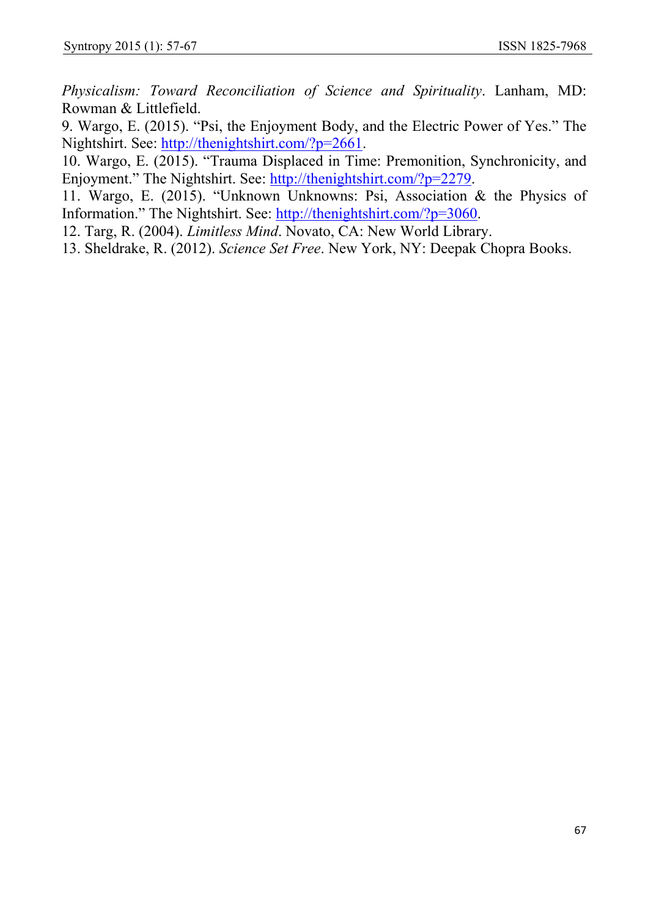*Physicalism: Toward Reconciliation of Science and Spirituality*. Lanham, MD: Rowman & Littlefield.

9. Wargo, E. (2015). "Psi, the Enjoyment Body, and the Electric Power of Yes." The Nightshirt. See: http://thenightshirt.com/?p=2661.

10. Wargo, E. (2015). "Trauma Displaced in Time: Premonition, Synchronicity, and Enjoyment." The Nightshirt. See: http://thenightshirt.com/?p=2279.

11. Wargo, E. (2015). "Unknown Unknowns: Psi, Association & the Physics of Information." The Nightshirt. See: http://thenightshirt.com/?p=3060.

12. Targ, R. (2004). *Limitless Mind*. Novato, CA: New World Library.

13. Sheldrake, R. (2012). *Science Set Free*. New York, NY: Deepak Chopra Books.